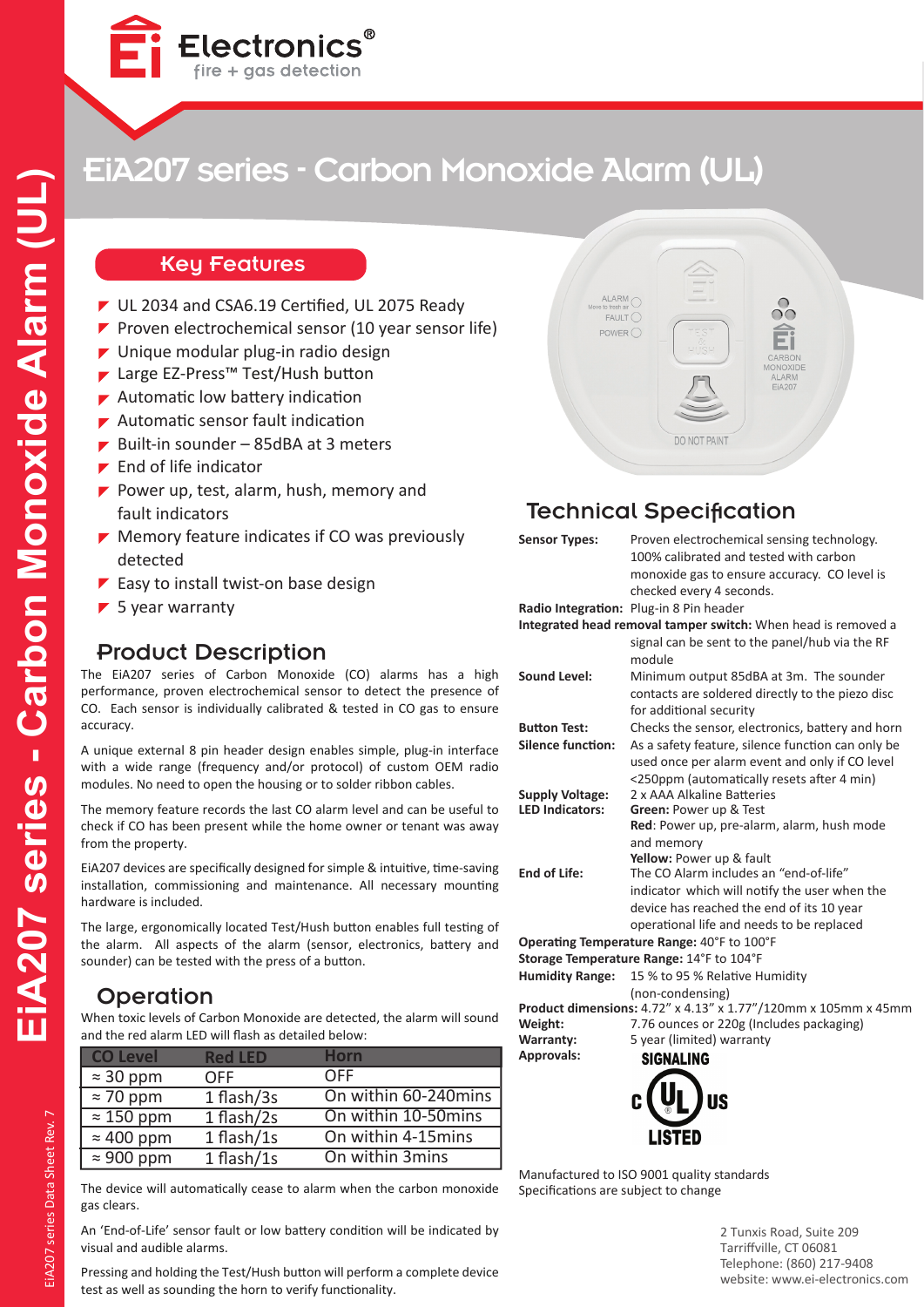# EiA207 series - Carbon Monoxide Alarm (UL)

## Key Features

- UL 2034 and CSA6.19 Certified, UL 2075 Ready
- Proven electrochemical sensor (10 year sensor life)
- Unique modular plug-in radio design
- Large EZ-Press™ Test/Hush button
- Automatic low battery indication
- Automatic sensor fault indication
- Built-in sounder – 85dBA at 3 meters
- End of life indicator
- Power up, test, alarm, hush, memory and fault indicators
- Memory feature indicates if CO was previously detected
- Easy to install twist-on base design
- 5 year warranty

## Product Description

The EiA207 series of Carbon Monoxide (CO) alarms has a high performance, proven electrochemical sensor to detect the presence of CO. Each sensor is individually calibrated & tested in CO gas to ensure accuracy.

A unique external 8 pin header design enables simple, plug-in interface with a wide range (frequency and/or protocol) of custom OEM radio modules. No need to open the housing or to solder ribbon cables.

The memory feature records the last CO alarm level and can be useful to check if CO has been present while the home owner or tenant was away from the property.

EiA207 devices are specifically designed for simple & intuitive, time-saving installation, commissioning and maintenance. All necessary mounting hardware is included.

The large, ergonomically located Test/Hush button enables full testing of the alarm. All aspects of the alarm (sensor, electronics, battery and sounder) can be tested with the press of a button.

## Operation

When toxic levels of Carbon Monoxide are detected, the alarm will sound and the red alarm LED will flash as detailed below:

| CO Level | Red LED | Horn |
|---|---|---|
| ≈ 30 ppm | OFF | OFF |
| ≈ 70 ppm | 1 flash/3s | On within 60-240mins |
| ≈ 150 ppm | 1 flash/2s | On within 10-50mins |
| ≈ 400 ppm | 1 flash/1s | On within 4-15mins |
| ≈ 900 ppm | 1 flash/1s | On within 3mins |

The device will automatically cease to alarm when the carbon monoxide gas clears.

An 'End-of-Life' sensor fault or low battery condition will be indicated by visual and audible alarms.

Pressing and holding the Test/Hush button will perform a complete device test as well as sounding the horn to verify functionality.

## Technical Specification

**Sensor Types:** Proven electrochemical sensing technology. 100% calibrated and tested with carbon monoxide gas to ensure accuracy. CO level is checked every 4 seconds.

**Radio Integration:** Plug-in 8 Pin header

**Integrated head removal tamper switch:** When head is removed a signal can be sent to the panel/hub via the RF module

**Sound Level:** Minimum output 85dBA at 3m. The sounder contacts are soldered directly to the piezo disc for additional security

**Button Test:** Checks the sensor, electronics, battery and horn

**Silence function:** As a safety feature, silence function can only be used once per alarm event and only if CO level <250ppm (automatically resets after 4 min)

**Supply Voltage:** 2 x AAA Alkaline Batteries

**LED Indicators:** **Green:** Power up & Test
**Red**: Power up, pre-alarm, alarm, hush mode and memory
**Yellow:** Power up & fault

**End of Life:** The CO Alarm includes an "end-of-life" indicator which will notify the user when the device has reached the end of its 10 year operational life and needs to be replaced

**Operating Temperature Range:** 40°F to 100°F

**Storage Temperature Range:** 14°F to 104°F

**Humidity Range:** 15 % to 95 % Relative Humidity (non-condensing)

**Product dimensions:** 4.72" x 4.13" x 1.77"/120mm x 105mm x 45mm

**Weight:** 7.76 ounces or 220g (Includes packaging)

**Warranty:** 5 year (limited) warranty

**Approvals:** SIGNALING c UL us LISTED

Manufactured to ISO 9001 quality standards
Specifications are subject to change

2 Tunxis Road, Suite 209
Tarriffville, CT 06081
Telephone: (860) 217-9408
website: www.ei-electronics.com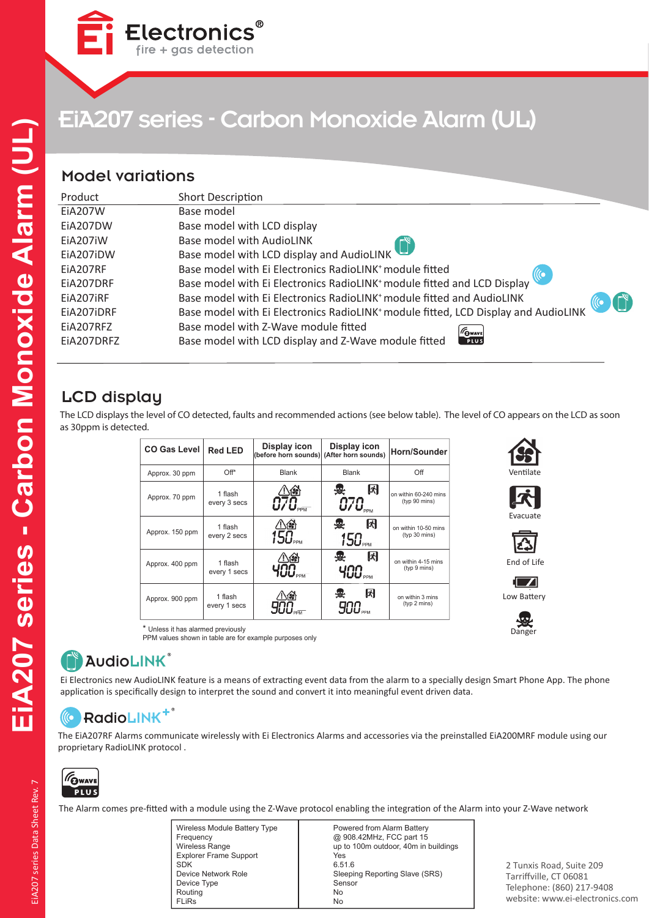# EiA207 series - Carbon Monoxide Alarm (UL)

## Model variations

| Product | Short Description |
|---|---|
| EiA207W | Base model |
| EiA207DW | Base model with LCD display |
| EiA207iW | Base model with AudioLINK |
| EiA207iDW | Base model with LCD display and AudioLINK |
| EiA207RF | Base model with Ei Electronics RadioLINK+ module fitted |
| EiA207DRF | Base model with Ei Electronics RadioLINK+ module fitted and LCD Display |
| EiA207iRF | Base model with Ei Electronics RadioLINK+ module fitted and AudioLINK |
| EiA207iDRF | Base model with Ei Electronics RadioLINK+ module fitted, LCD Display and AudioLINK |
| EiA207RFZ | Base model with Z-Wave module fitted |
| EiA207DRFZ | Base model with LCD display and Z-Wave module fitted |

## LCD display

The LCD displays the level of CO detected, faults and recommended actions (see below table). The level of CO appears on the LCD as soon as 30ppm is detected.

| CO Gas Level | Red LED | Display icon (before horn sounds) | Display icon (After horn sounds) | Horn/Sounder |
|---|---|---|---|---|
| Approx. 30 ppm | Off* | Blank | Blank | Off |
| Approx. 70 ppm | 1 flash every 3 secs | 070 PPM | 070 PPM | on within 60-240 mins (typ 90 mins) |
| Approx. 150 ppm | 1 flash every 2 secs | 150 PPM | 150 PPM | on within 10-50 mins (typ 30 mins) |
| Approx. 400 ppm | 1 flash every 1 secs | 400 PPM | 400 PPM | on within 4-15 mins (typ 9 mins) |
| Approx. 900 ppm | 1 flash every 1 secs | 900 PPM | 900 PPM | on within 3 mins (typ 2 mins) |

\* Unless it has alarmed previously
PPM values shown in table are for example purposes only

Ventilate
Evacuate
End of Life
Low Battery
Danger

## AudioLINK®

Ei Electronics new AudioLINK feature is a means of extracting event data from the alarm to a specially design Smart Phone App. The phone application is specifically design to interpret the sound and convert it into meaningful event driven data.

## RadioLINK+®

The EiA207RF Alarms communicate wirelessly with Ei Electronics Alarms and accessories via the preinstalled EiA200MRF module using our proprietary RadioLINK protocol .

## Z-Wave PLUS

The Alarm comes pre-fitted with a module using the Z-Wave protocol enabling the integration of the Alarm into your Z-Wave network

| | |
|---|---|
| Wireless Module Battery Type | Powered from Alarm Battery |
| Frequency | @ 908.42MHz, FCC part 15 |
| Wireless Range | up to 100m outdoor, 40m in buildings |
| Explorer Frame Support | Yes |
| SDK | 6.51.6 |
| Device Network Role | Sleeping Reporting Slave (SRS) |
| Device Type | Sensor |
| Routing | No |
| FLiRs | No |

2 Tunxis Road, Suite 209
Tarriffville, CT 06081
Telephone: (860) 217-9408
website: www.ei-electronics.com

EiA207 series Data Sheet Rev. 7